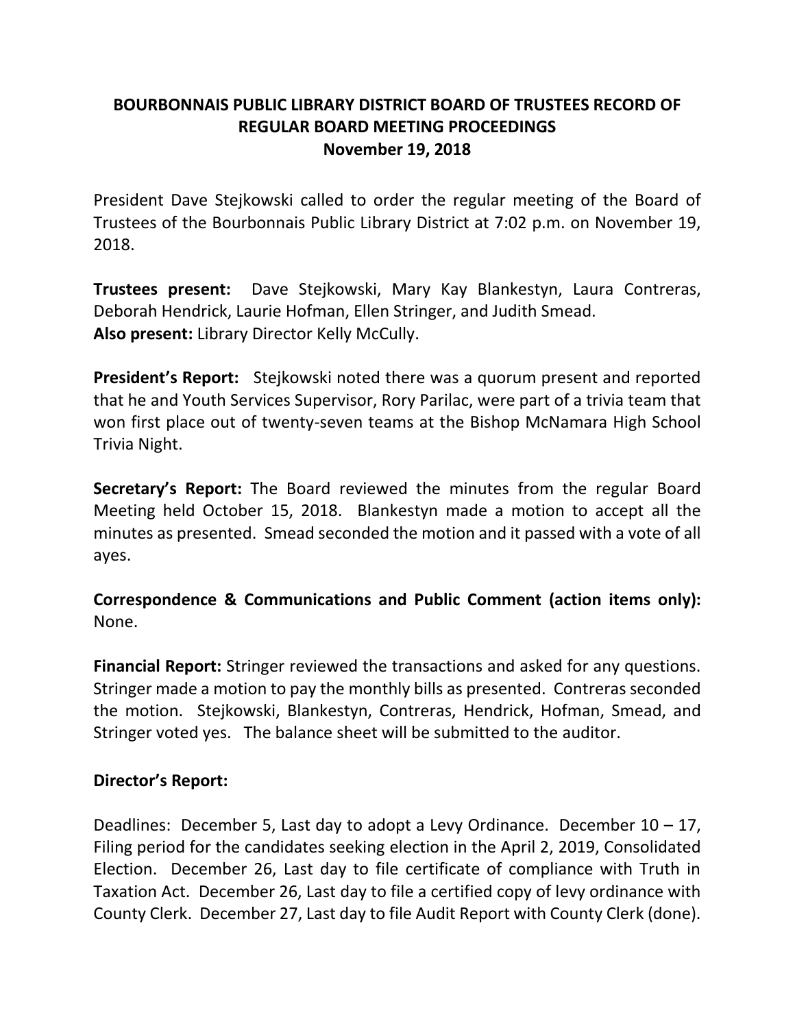# BOURBONNAIS PUBLIC LIBRARY DISTRICT BOARD OF TRUSTEES RECORD OF REGULAR BOARD MEETING PROCEEDINGS
## November 19, 2018

President Dave Stejkowski called to order the regular meeting of the Board of Trustees of the Bourbonnais Public Library District at 7:02 p.m. on November 19, 2018.

**Trustees present:** Dave Stejkowski, Mary Kay Blankestyn, Laura Contreras, Deborah Hendrick, Laurie Hofman, Ellen Stringer, and Judith Smead.
**Also present:** Library Director Kelly McCully.

**President's Report:** Stejkowski noted there was a quorum present and reported that he and Youth Services Supervisor, Rory Parilac, were part of a trivia team that won first place out of twenty-seven teams at the Bishop McNamara High School Trivia Night.

**Secretary's Report:** The Board reviewed the minutes from the regular Board Meeting held October 15, 2018. Blankestyn made a motion to accept all the minutes as presented. Smead seconded the motion and it passed with a vote of all ayes.

**Correspondence & Communications and Public Comment (action items only):** None.

**Financial Report:** Stringer reviewed the transactions and asked for any questions. Stringer made a motion to pay the monthly bills as presented. Contreras seconded the motion. Stejkowski, Blankestyn, Contreras, Hendrick, Hofman, Smead, and Stringer voted yes. The balance sheet will be submitted to the auditor.

**Director's Report:**

Deadlines: December 5, Last day to adopt a Levy Ordinance. December 10 – 17, Filing period for the candidates seeking election in the April 2, 2019, Consolidated Election. December 26, Last day to file certificate of compliance with Truth in Taxation Act. December 26, Last day to file a certified copy of levy ordinance with County Clerk. December 27, Last day to file Audit Report with County Clerk (done).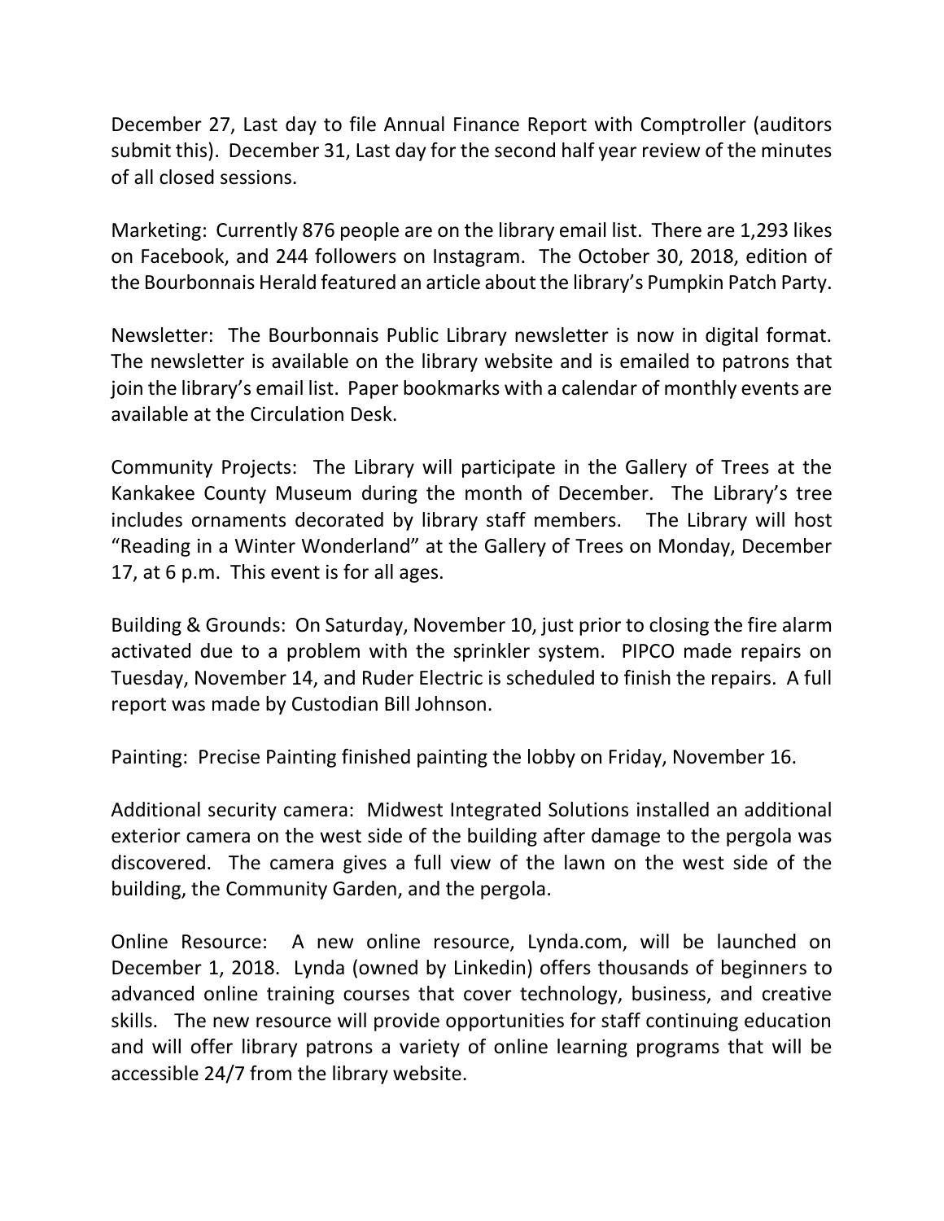December 27, Last day to file Annual Finance Report with Comptroller (auditors submit this). December 31, Last day for the second half year review of the minutes of all closed sessions.

Marketing: Currently 876 people are on the library email list. There are 1,293 likes on Facebook, and 244 followers on Instagram. The October 30, 2018, edition of the Bourbonnais Herald featured an article about the library's Pumpkin Patch Party.

Newsletter: The Bourbonnais Public Library newsletter is now in digital format. The newsletter is available on the library website and is emailed to patrons that join the library's email list. Paper bookmarks with a calendar of monthly events are available at the Circulation Desk.

Community Projects: The Library will participate in the Gallery of Trees at the Kankakee County Museum during the month of December. The Library's tree includes ornaments decorated by library staff members. The Library will host "Reading in a Winter Wonderland" at the Gallery of Trees on Monday, December 17, at 6 p.m. This event is for all ages.

Building & Grounds: On Saturday, November 10, just prior to closing the fire alarm activated due to a problem with the sprinkler system. PIPCO made repairs on Tuesday, November 14, and Ruder Electric is scheduled to finish the repairs. A full report was made by Custodian Bill Johnson.

Painting: Precise Painting finished painting the lobby on Friday, November 16.

Additional security camera: Midwest Integrated Solutions installed an additional exterior camera on the west side of the building after damage to the pergola was discovered. The camera gives a full view of the lawn on the west side of the building, the Community Garden, and the pergola.

Online Resource: A new online resource, Lynda.com, will be launched on December 1, 2018. Lynda (owned by Linkedin) offers thousands of beginners to advanced online training courses that cover technology, business, and creative skills. The new resource will provide opportunities for staff continuing education and will offer library patrons a variety of online learning programs that will be accessible 24/7 from the library website.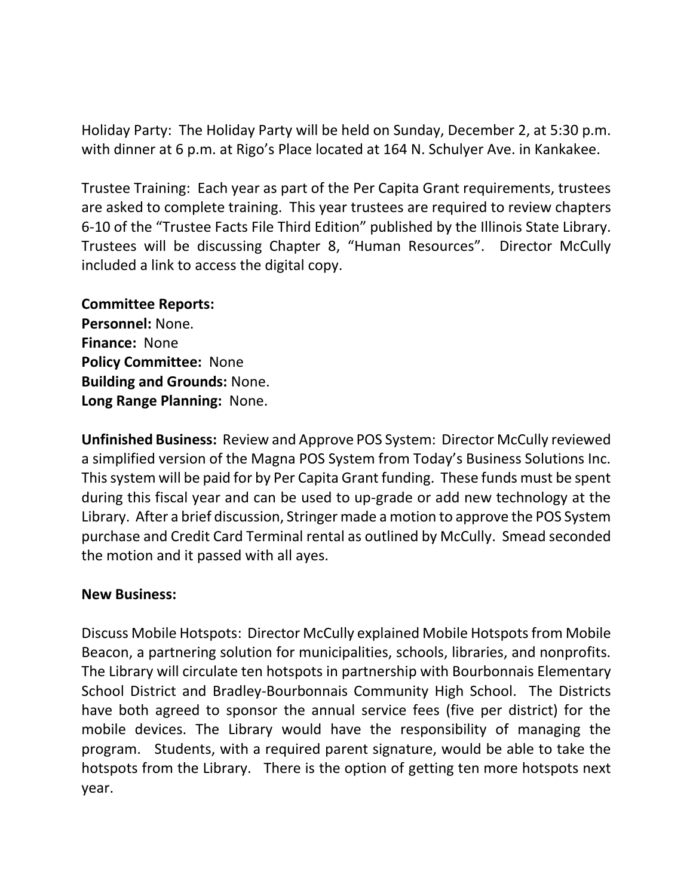Holiday Party: The Holiday Party will be held on Sunday, December 2, at 5:30 p.m. with dinner at 6 p.m. at Rigo's Place located at 164 N. Schulyer Ave. in Kankakee.

Trustee Training: Each year as part of the Per Capita Grant requirements, trustees are asked to complete training. This year trustees are required to review chapters 6-10 of the "Trustee Facts File Third Edition" published by the Illinois State Library. Trustees will be discussing Chapter 8, "Human Resources". Director McCully included a link to access the digital copy.

**Committee Reports:**
**Personnel:** None.
**Finance:** None
**Policy Committee:** None
**Building and Grounds:** None.
**Long Range Planning:** None.

**Unfinished Business:** Review and Approve POS System: Director McCully reviewed a simplified version of the Magna POS System from Today's Business Solutions Inc. This system will be paid for by Per Capita Grant funding. These funds must be spent during this fiscal year and can be used to up-grade or add new technology at the Library. After a brief discussion, Stringer made a motion to approve the POS System purchase and Credit Card Terminal rental as outlined by McCully. Smead seconded the motion and it passed with all ayes.

**New Business:**

Discuss Mobile Hotspots: Director McCully explained Mobile Hotspots from Mobile Beacon, a partnering solution for municipalities, schools, libraries, and nonprofits. The Library will circulate ten hotspots in partnership with Bourbonnais Elementary School District and Bradley-Bourbonnais Community High School. The Districts have both agreed to sponsor the annual service fees (five per district) for the mobile devices. The Library would have the responsibility of managing the program. Students, with a required parent signature, would be able to take the hotspots from the Library. There is the option of getting ten more hotspots next year.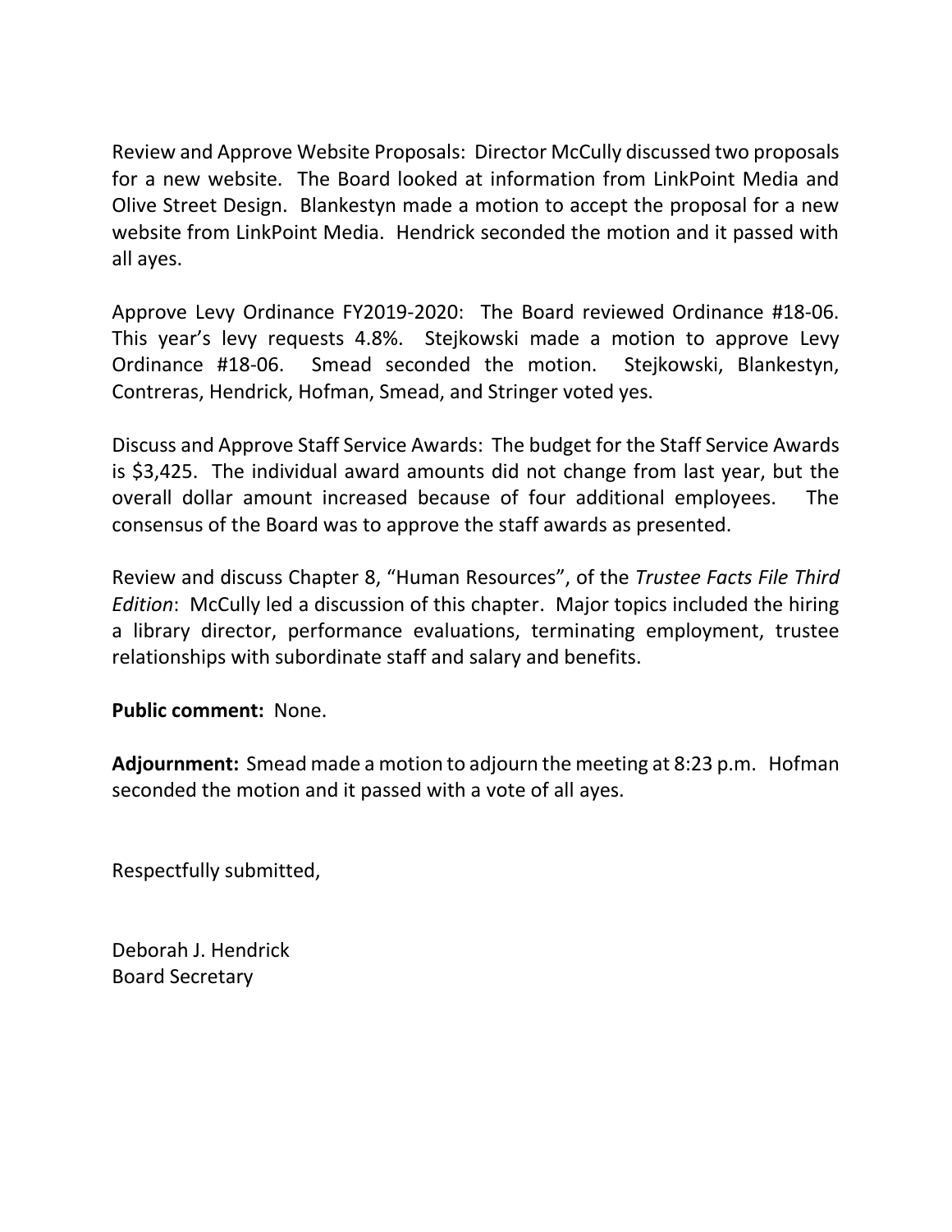Review and Approve Website Proposals: Director McCully discussed two proposals for a new website. The Board looked at information from LinkPoint Media and Olive Street Design. Blankestyn made a motion to accept the proposal for a new website from LinkPoint Media. Hendrick seconded the motion and it passed with all ayes.

Approve Levy Ordinance FY2019-2020: The Board reviewed Ordinance #18-06. This year's levy requests 4.8%. Stejkowski made a motion to approve Levy Ordinance #18-06. Smead seconded the motion. Stejkowski, Blankestyn, Contreras, Hendrick, Hofman, Smead, and Stringer voted yes.

Discuss and Approve Staff Service Awards: The budget for the Staff Service Awards is $3,425. The individual award amounts did not change from last year, but the overall dollar amount increased because of four additional employees. The consensus of the Board was to approve the staff awards as presented.

Review and discuss Chapter 8, "Human Resources", of the *Trustee Facts File Third Edition*: McCully led a discussion of this chapter. Major topics included the hiring a library director, performance evaluations, terminating employment, trustee relationships with subordinate staff and salary and benefits.

**Public comment:** None.

**Adjournment:** Smead made a motion to adjourn the meeting at 8:23 p.m. Hofman seconded the motion and it passed with a vote of all ayes.

Respectfully submitted,

Deborah J. Hendrick
Board Secretary